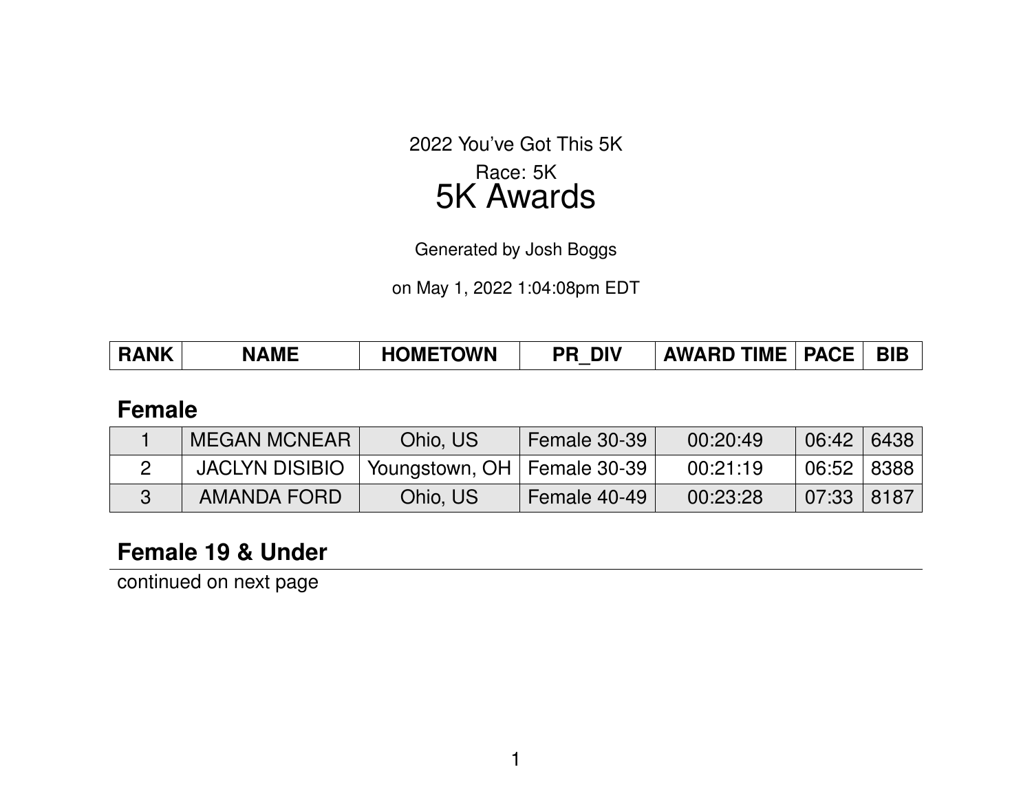2022 You've Got This 5K

Race: 5K

# 5K Awards

Generated by Josh Boggs

on May 1, 2022 1:04:08pm EDT

| RANK | NAME | HOMETOWN | PR_DIV | AWARD TIME | PACE | BIB |
|---|---|---|---|---|---|---|

## Female

| RANK | NAME | HOMETOWN | PR_DIV | AWARD TIME | PACE | BIB |
|---|---|---|---|---|---|---|
| 1 | MEGAN MCNEAR | Ohio, US | Female 30-39 | 00:20:49 | 06:42 | 6438 |
| 2 | JACLYN DISIBIO | Youngstown, OH | Female 30-39 | 00:21:19 | 06:52 | 8388 |
| 3 | AMANDA FORD | Ohio, US | Female 40-49 | 00:23:28 | 07:33 | 8187 |

## Female 19 & Under

continued on next page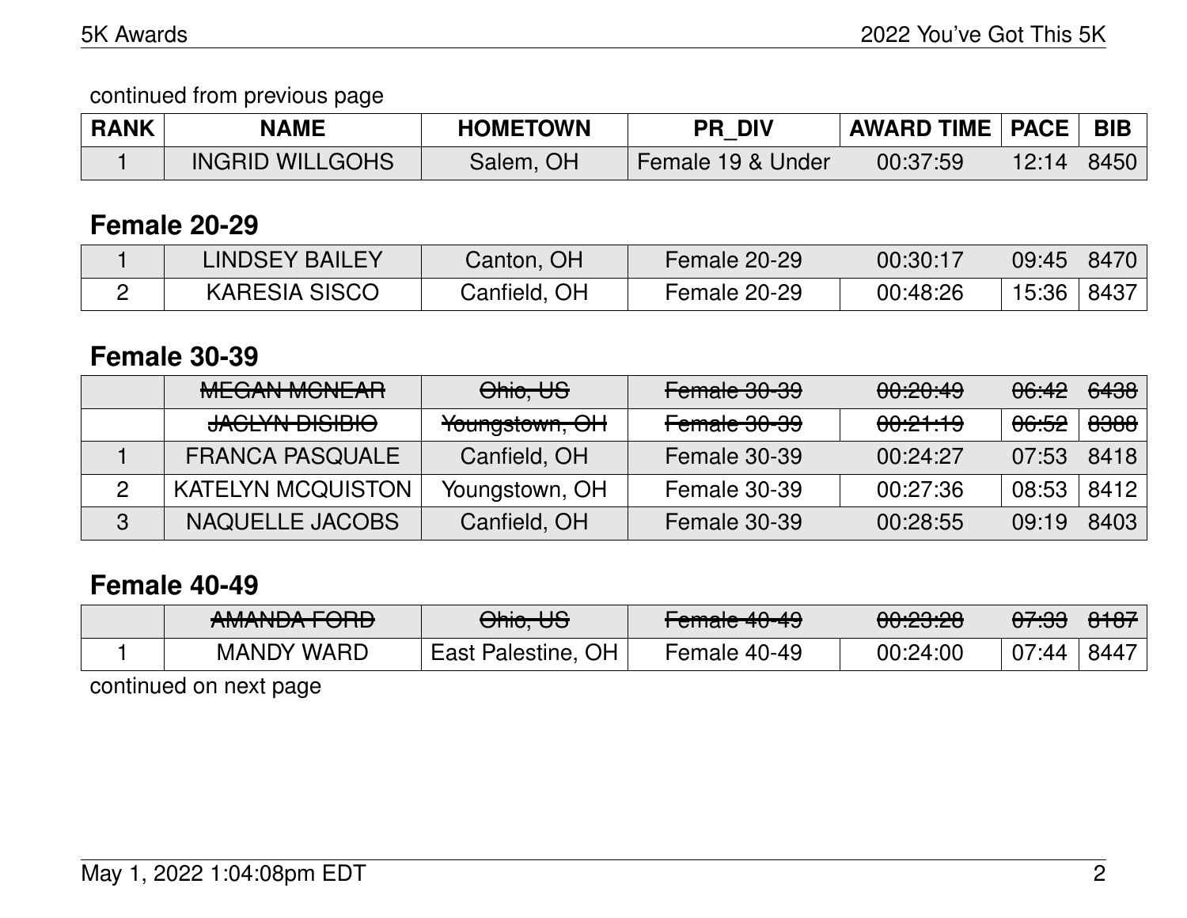continued from previous page

| RANK | NAME | HOMETOWN | PR_DIV | AWARD TIME | PACE | BIB |
|---|---|---|---|---|---|---|
| 1 | INGRID WILLGOHS | Salem, OH | Female 19 & Under | 00:37:59 | 12:14 | 8450 |

## Female 20-29

| RANK | NAME | HOMETOWN | PR_DIV | AWARD TIME | PACE | BIB |
|---|---|---|---|---|---|---|
| 1 | LINDSEY BAILEY | Canton, OH | Female 20-29 | 00:30:17 | 09:45 | 8470 |
| 2 | KARESIA SISCO | Canfield, OH | Female 20-29 | 00:48:26 | 15:36 | 8437 |

## Female 30-39

| RANK | NAME | HOMETOWN | PR_DIV | AWARD TIME | PACE | BIB |
|---|---|---|---|---|---|---|
| | ~~MEGAN MCNEAR~~ | ~~Ohio, US~~ | ~~Female 30-39~~ | ~~00:20:49~~ | ~~06:42~~ | ~~6438~~ |
| | ~~JACLYN DISIBIO~~ | ~~Youngstown, OH~~ | ~~Female 30-39~~ | ~~00:21:19~~ | ~~06:52~~ | ~~8388~~ |
| 1 | FRANCA PASQUALE | Canfield, OH | Female 30-39 | 00:24:27 | 07:53 | 8418 |
| 2 | KATELYN MCQUISTON | Youngstown, OH | Female 30-39 | 00:27:36 | 08:53 | 8412 |
| 3 | NAQUELLE JACOBS | Canfield, OH | Female 30-39 | 00:28:55 | 09:19 | 8403 |

## Female 40-49

| RANK | NAME | HOMETOWN | PR_DIV | AWARD TIME | PACE | BIB |
|---|---|---|---|---|---|---|
| | ~~AMANDA FORD~~ | ~~Ohio, US~~ | ~~Female 40-49~~ | ~~00:23:28~~ | ~~07:33~~ | ~~8187~~ |
| 1 | MANDY WARD | East Palestine, OH | Female 40-49 | 00:24:00 | 07:44 | 8447 |

continued on next page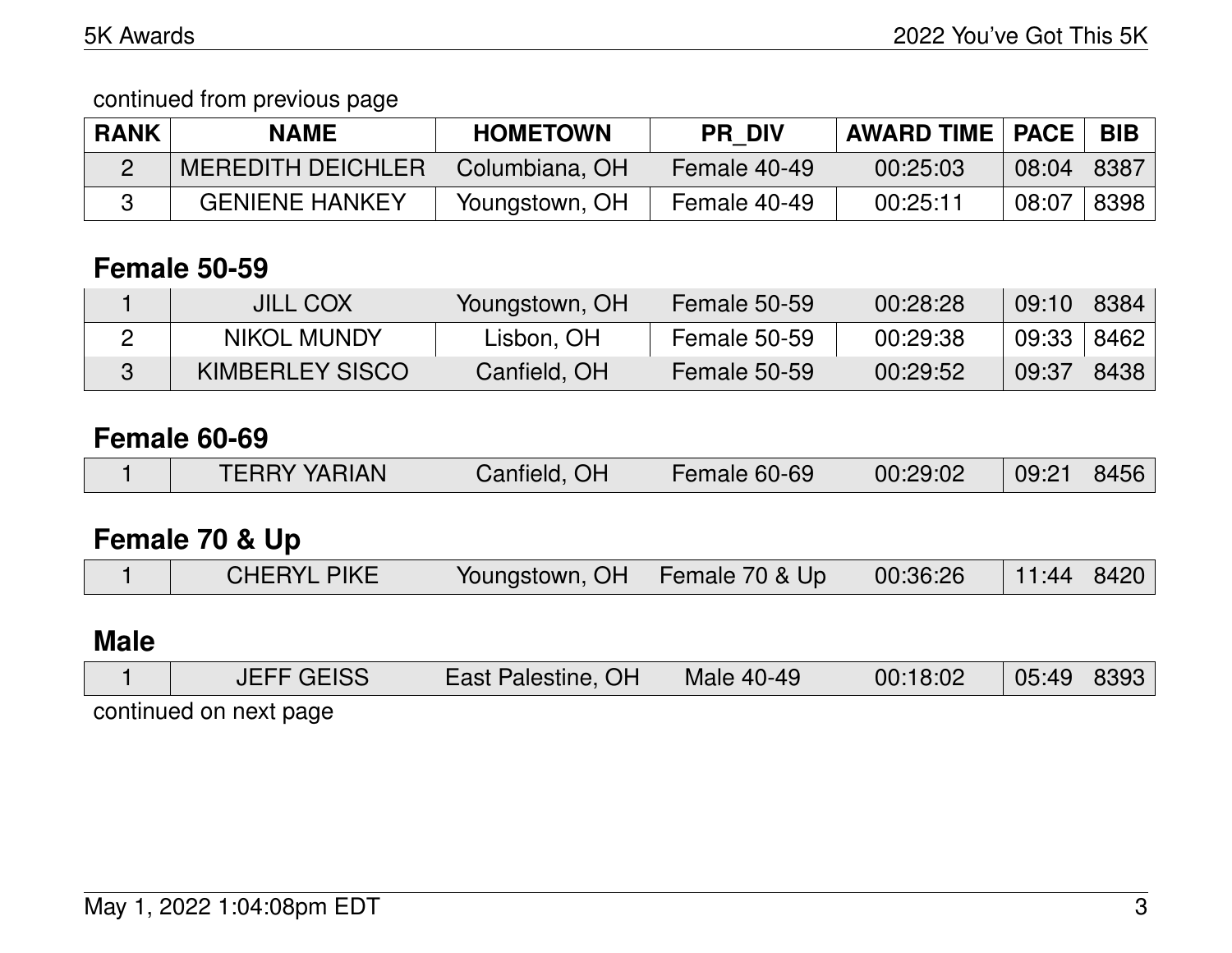continued from previous page

| RANK | NAME | HOMETOWN | PR_DIV | AWARD TIME | PACE | BIB |
|---|---|---|---|---|---|---|
| 2 | MEREDITH DEICHLER | Columbiana, OH | Female 40-49 | 00:25:03 | 08:04 | 8387 |
| 3 | GENIENE HANKEY | Youngstown, OH | Female 40-49 | 00:25:11 | 08:07 | 8398 |

## Female 50-59

| RANK | NAME | HOMETOWN | PR_DIV | AWARD TIME | PACE | BIB |
|---|---|---|---|---|---|---|
| 1 | JILL COX | Youngstown, OH | Female 50-59 | 00:28:28 | 09:10 | 8384 |
| 2 | NIKOL MUNDY | Lisbon, OH | Female 50-59 | 00:29:38 | 09:33 | 8462 |
| 3 | KIMBERLEY SISCO | Canfield, OH | Female 50-59 | 00:29:52 | 09:37 | 8438 |

## Female 60-69

| RANK | NAME | HOMETOWN | PR_DIV | AWARD TIME | PACE | BIB |
|---|---|---|---|---|---|---|
| 1 | TERRY YARIAN | Canfield, OH | Female 60-69 | 00:29:02 | 09:21 | 8456 |

## Female 70 & Up

| RANK | NAME | HOMETOWN | PR_DIV | AWARD TIME | PACE | BIB |
|---|---|---|---|---|---|---|
| 1 | CHERYL PIKE | Youngstown, OH | Female 70 & Up | 00:36:26 | 11:44 | 8420 |

## Male

| RANK | NAME | HOMETOWN | PR_DIV | AWARD TIME | PACE | BIB |
|---|---|---|---|---|---|---|
| 1 | JEFF GEISS | East Palestine, OH | Male 40-49 | 00:18:02 | 05:49 | 8393 |

continued on next page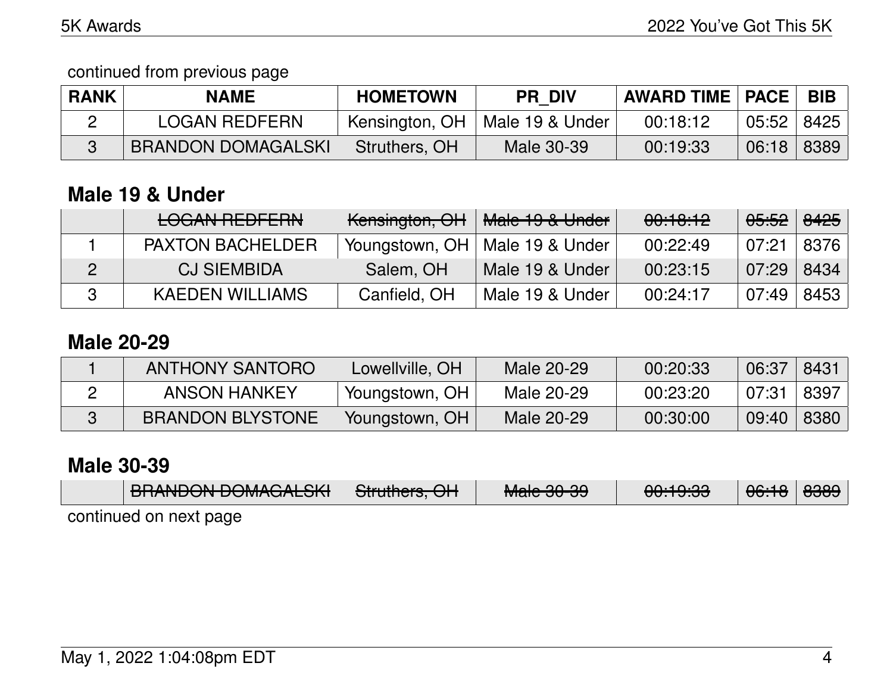continued from previous page

| RANK | NAME | HOMETOWN | PR_DIV | AWARD TIME | PACE | BIB |
|---|---|---|---|---|---|---|
| 2 | LOGAN REDFERN | Kensington, OH | Male 19 & Under | 00:18:12 | 05:52 | 8425 |
| 3 | BRANDON DOMAGALSKI | Struthers, OH | Male 30-39 | 00:19:33 | 06:18 | 8389 |

## Male 19 & Under

| RANK | NAME | HOMETOWN | PR_DIV | AWARD TIME | PACE | BIB |
|---|---|---|---|---|---|---|
| | ~~LOGAN REDFERN~~ | ~~Kensington, OH~~ | ~~Male 19 & Under~~ | ~~00:18:12~~ | ~~05:52~~ | ~~8425~~ |
| 1 | PAXTON BACHELDER | Youngstown, OH | Male 19 & Under | 00:22:49 | 07:21 | 8376 |
| 2 | CJ SIEMBIDA | Salem, OH | Male 19 & Under | 00:23:15 | 07:29 | 8434 |
| 3 | KAEDEN WILLIAMS | Canfield, OH | Male 19 & Under | 00:24:17 | 07:49 | 8453 |

## Male 20-29

| RANK | NAME | HOMETOWN | PR_DIV | AWARD TIME | PACE | BIB |
|---|---|---|---|---|---|---|
| 1 | ANTHONY SANTORO | Lowellville, OH | Male 20-29 | 00:20:33 | 06:37 | 8431 |
| 2 | ANSON HANKEY | Youngstown, OH | Male 20-29 | 00:23:20 | 07:31 | 8397 |
| 3 | BRANDON BLYSTONE | Youngstown, OH | Male 20-29 | 00:30:00 | 09:40 | 8380 |

## Male 30-39

| RANK | NAME | HOMETOWN | PR_DIV | AWARD TIME | PACE | BIB |
|---|---|---|---|---|---|---|
| | ~~BRANDON DOMAGALSKI~~ | ~~Struthers, OH~~ | ~~Male 30-39~~ | ~~00:19:33~~ | ~~06:18~~ | ~~8389~~ |

continued on next page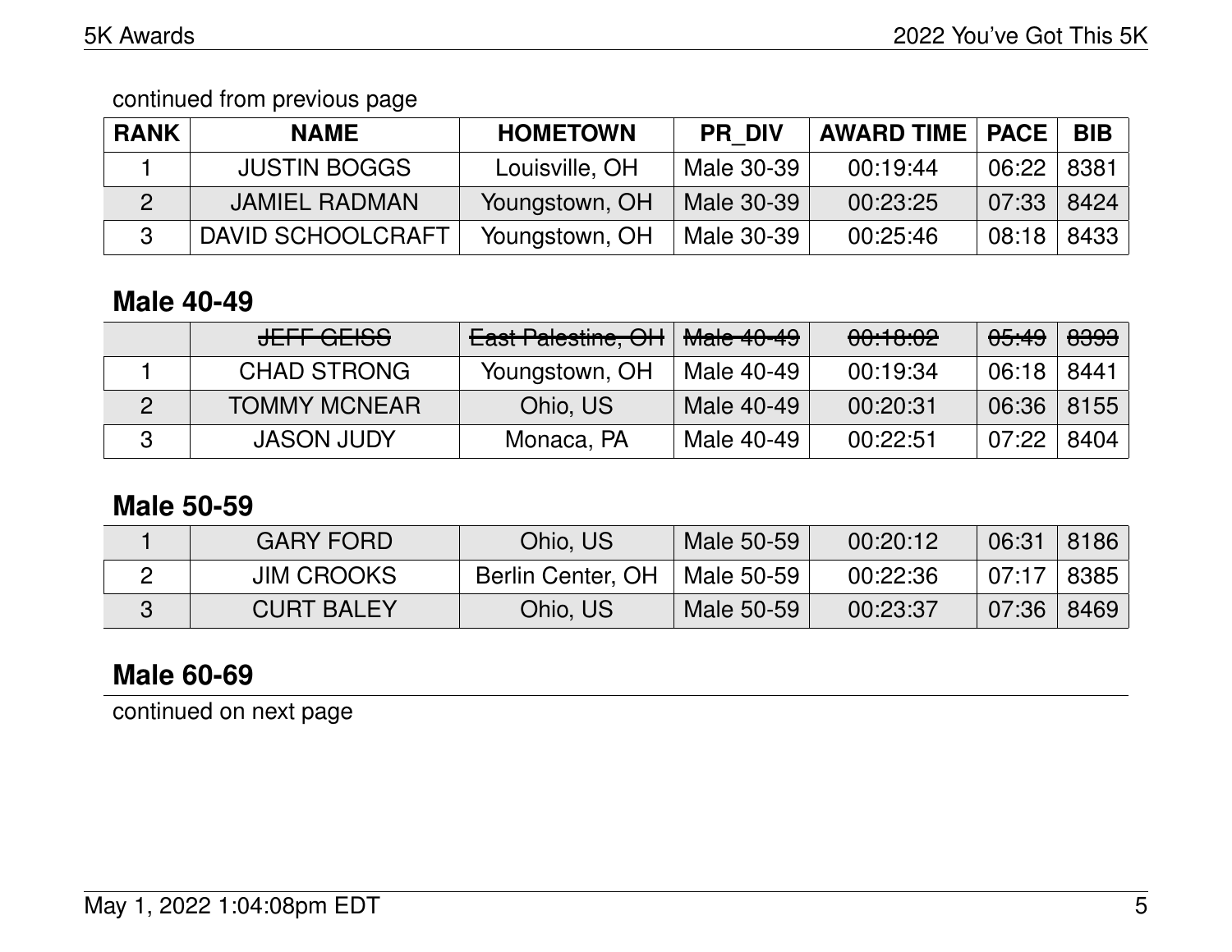continued from previous page

| RANK | NAME | HOMETOWN | PR_DIV | AWARD TIME | PACE | BIB |
|---|---|---|---|---|---|---|
| 1 | JUSTIN BOGGS | Louisville, OH | Male 30-39 | 00:19:44 | 06:22 | 8381 |
| 2 | JAMIEL RADMAN | Youngstown, OH | Male 30-39 | 00:23:25 | 07:33 | 8424 |
| 3 | DAVID SCHOOLCRAFT | Youngstown, OH | Male 30-39 | 00:25:46 | 08:18 | 8433 |

## Male 40-49

| | | | | | | |
|---|---|---|---|---|---|---|
| | ~~JEFF GEISS~~ | ~~East Palestine, OH~~ | ~~Male 40-49~~ | ~~00:18:02~~ | ~~05:49~~ | ~~8393~~ |
| 1 | CHAD STRONG | Youngstown, OH | Male 40-49 | 00:19:34 | 06:18 | 8441 |
| 2 | TOMMY MCNEAR | Ohio, US | Male 40-49 | 00:20:31 | 06:36 | 8155 |
| 3 | JASON JUDY | Monaca, PA | Male 40-49 | 00:22:51 | 07:22 | 8404 |

## Male 50-59

| | | | | | | |
|---|---|---|---|---|---|---|
| 1 | GARY FORD | Ohio, US | Male 50-59 | 00:20:12 | 06:31 | 8186 |
| 2 | JIM CROOKS | Berlin Center, OH | Male 50-59 | 00:22:36 | 07:17 | 8385 |
| 3 | CURT BALEY | Ohio, US | Male 50-59 | 00:23:37 | 07:36 | 8469 |

## Male 60-69

continued on next page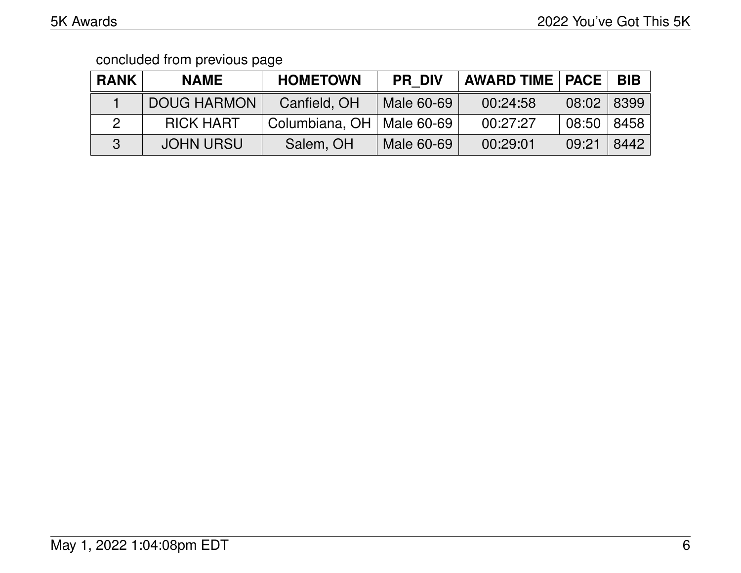concluded from previous page

| RANK | NAME | HOMETOWN | PR_DIV | AWARD TIME | PACE | BIB |
|---|---|---|---|---|---|---|
| 1 | DOUG HARMON | Canfield, OH | Male 60-69 | 00:24:58 | 08:02 | 8399 |
| 2 | RICK HART | Columbiana, OH | Male 60-69 | 00:27:27 | 08:50 | 8458 |
| 3 | JOHN URSU | Salem, OH | Male 60-69 | 00:29:01 | 09:21 | 8442 |